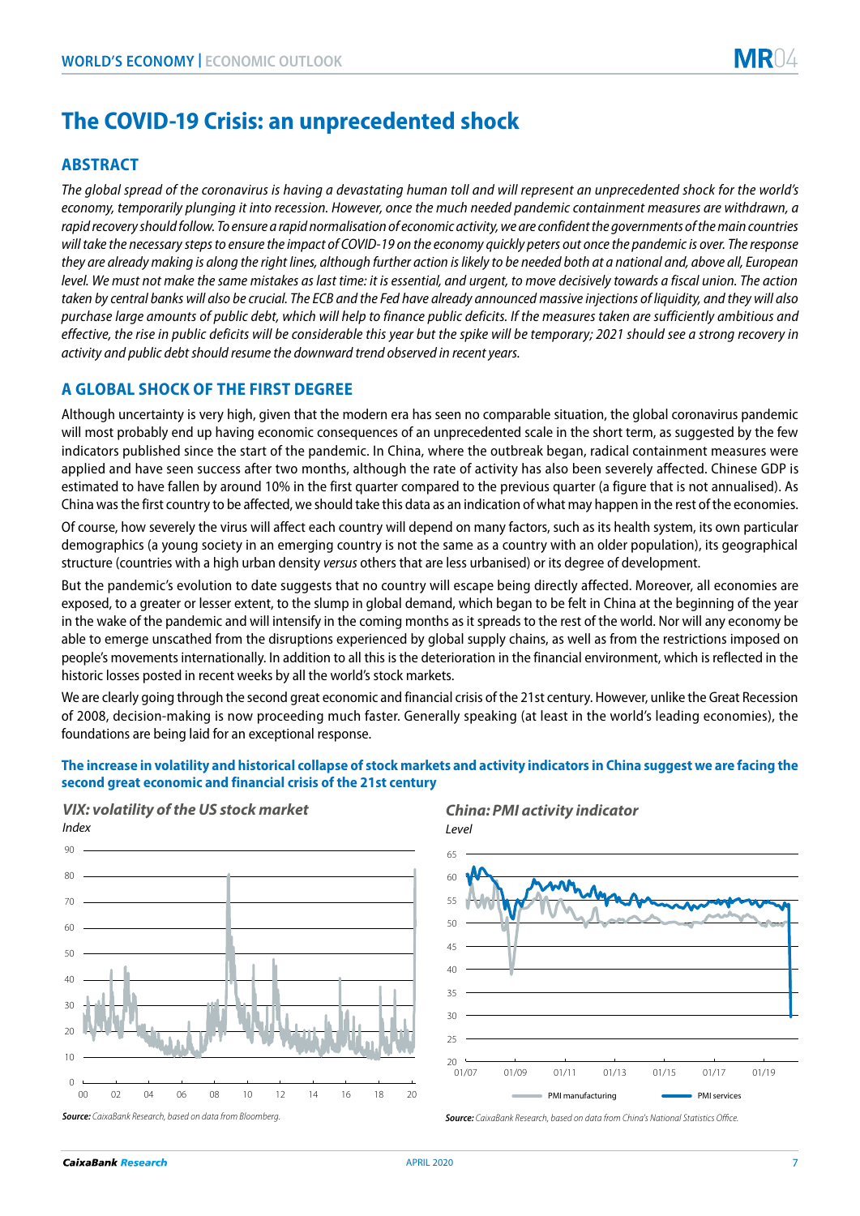# The COVID-19 Crisis: an unprecedented shock

## ABSTRACT

*The global spread of the coronavirus is having a devastating human toll and will represent an unprecedented shock for the world's economy, temporarily plunging it into recession. However, once the much needed pandemic containment measures are withdrawn, a rapid recovery should follow. To ensure a rapid normalisation of economic activity, we are confident the governments of the main countries will take the necessary steps to ensure the impact of COVID-19 on the economy quickly peters out once the pandemic is over. The response they are already making is along the right lines, although further action is likely to be needed both at a national and, above all, European level. We must not make the same mistakes as last time: it is essential, and urgent, to move decisively towards a fiscal union. The action taken by central banks will also be crucial. The ECB and the Fed have already announced massive injections of liquidity, and they will also purchase large amounts of public debt, which will help to finance public deficits. If the measures taken are sufficiently ambitious and effective, the rise in public deficits will be considerable this year but the spike will be temporary; 2021 should see a strong recovery in activity and public debt should resume the downward trend observed in recent years.*

## A GLOBAL SHOCK OF THE FIRST DEGREE

Although uncertainty is very high, given that the modern era has seen no comparable situation, the global coronavirus pandemic will most probably end up having economic consequences of an unprecedented scale in the short term, as suggested by the few indicators published since the start of the pandemic. In China, where the outbreak began, radical containment measures were applied and have seen success after two months, although the rate of activity has also been severely affected. Chinese GDP is estimated to have fallen by around 10% in the first quarter compared to the previous quarter (a figure that is not annualised). As China was the first country to be affected, we should take this data as an indication of what may happen in the rest of the economies.

Of course, how severely the virus will affect each country will depend on many factors, such as its health system, its own particular demographics (a young society in an emerging country is not the same as a country with an older population), its geographical structure (countries with a high urban density *versus* others that are less urbanised) or its degree of development.

But the pandemic's evolution to date suggests that no country will escape being directly affected. Moreover, all economies are exposed, to a greater or lesser extent, to the slump in global demand, which began to be felt in China at the beginning of the year in the wake of the pandemic and will intensify in the coming months as it spreads to the rest of the world. Nor will any economy be able to emerge unscathed from the disruptions experienced by global supply chains, as well as from the restrictions imposed on people's movements internationally. In addition to all this is the deterioration in the financial environment, which is reflected in the historic losses posted in recent weeks by all the world's stock markets.

We are clearly going through the second great economic and financial crisis of the 21st century. However, unlike the Great Recession of 2008, decision-making is now proceeding much faster. Generally speaking (at least in the world's leading economies), the foundations are being laid for an exceptional response.

**The increase in volatility and historical collapse of stock markets and activity indicators in China suggest we are facing the second great economic and financial crisis of the 21st century**

***VIX: volatility of the US stock market***
*Index*

***Source:*** *CaixaBank Research, based on data from Bloomberg.*

***China: PMI activity indicator***
*Level*

PMI manufacturing — PMI services

***Source:*** *CaixaBank Research, based on data from China's National Statistics Office.*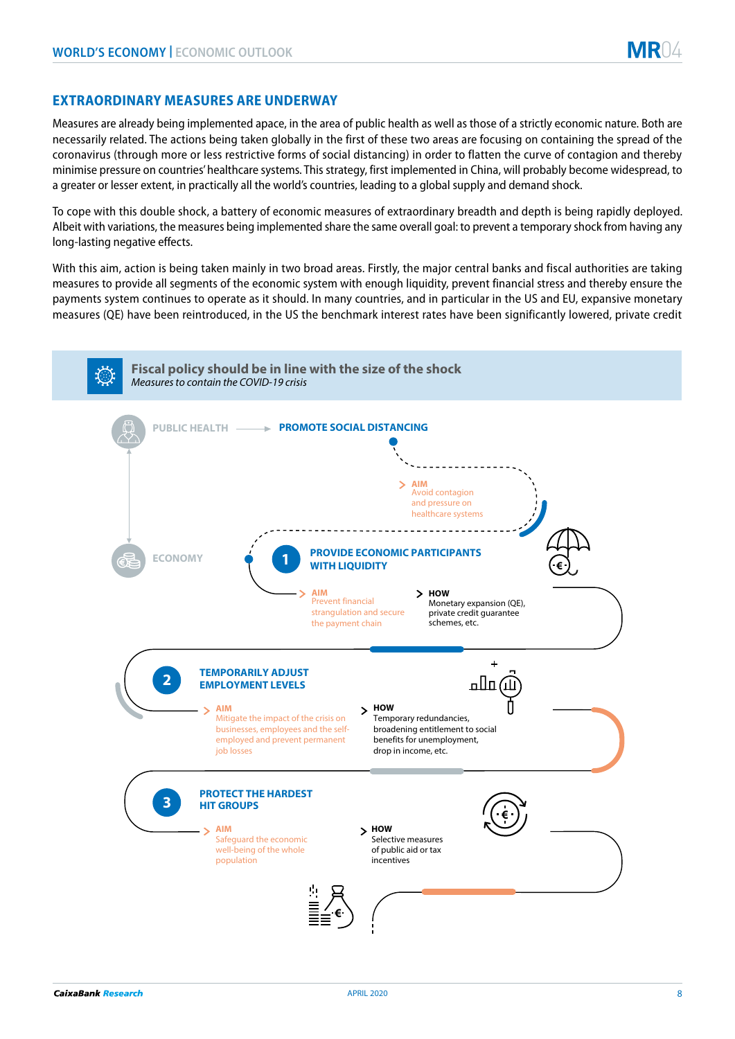## EXTRAORDINARY MEASURES ARE UNDERWAY

Measures are already being implemented apace, in the area of public health as well as those of a strictly economic nature. Both are necessarily related. The actions being taken globally in the first of these two areas are focusing on containing the spread of the coronavirus (through more or less restrictive forms of social distancing) in order to flatten the curve of contagion and thereby minimise pressure on countries' healthcare systems. This strategy, first implemented in China, will probably become widespread, to a greater or lesser extent, in practically all the world's countries, leading to a global supply and demand shock.

To cope with this double shock, a battery of economic measures of extraordinary breadth and depth is being rapidly deployed. Albeit with variations, the measures being implemented share the same overall goal: to prevent a temporary shock from having any long-lasting negative effects.

With this aim, action is being taken mainly in two broad areas. Firstly, the major central banks and fiscal authorities are taking measures to provide all segments of the economic system with enough liquidity, prevent financial stress and thereby ensure the payments system continues to operate as it should. In many countries, and in particular in the US and EU, expansive monetary measures (QE) have been reintroduced, in the US the benchmark interest rates have been significantly lowered, private credit

### Fiscal policy should be in line with the size of the shock

*Measures to contain the COVID-19 crisis*

PUBLIC HEALTH → **PROMOTE SOCIAL DISTANCING**

**AIM** Avoid contagion and pressure on healthcare systems

ECONOMY

**1 PROVIDE ECONOMIC PARTICIPANTS WITH LIQUIDITY**

**AIM** Prevent financial strangulation and secure the payment chain

**HOW** Monetary expansion (QE), private credit guarantee schemes, etc.

**2 TEMPORARILY ADJUST EMPLOYMENT LEVELS**

**AIM** Mitigate the impact of the crisis on businesses, employees and the self-employed and prevent permanent job losses

**HOW** Temporary redundancies, broadening entitlement to social benefits for unemployment, drop in income, etc.

**3 PROTECT THE HARDEST HIT GROUPS**

**AIM** Safeguard the economic well-being of the whole population

**HOW** Selective measures of public aid or tax incentives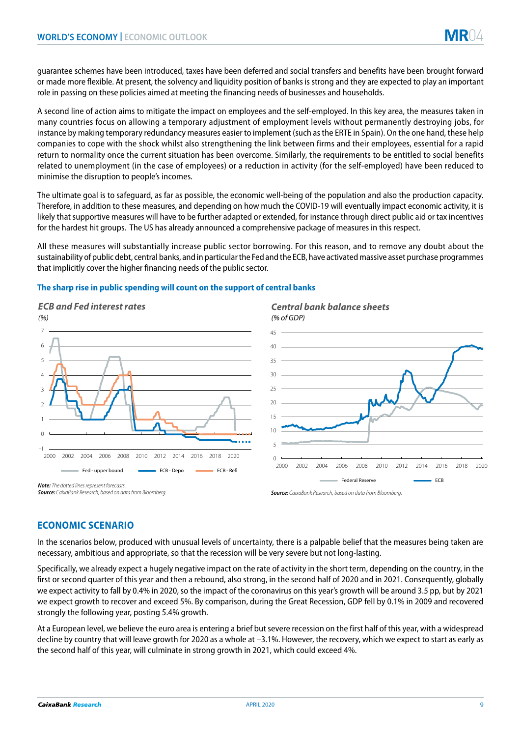guarantee schemes have been introduced, taxes have been deferred and social transfers and benefits have been brought forward or made more flexible. At present, the solvency and liquidity position of banks is strong and they are expected to play an important role in passing on these policies aimed at meeting the financing needs of businesses and households.

A second line of action aims to mitigate the impact on employees and the self-employed. In this key area, the measures taken in many countries focus on allowing a temporary adjustment of employment levels without permanently destroying jobs, for instance by making temporary redundancy measures easier to implement (such as the ERTE in Spain). On the one hand, these help companies to cope with the shock whilst also strengthening the link between firms and their employees, essential for a rapid return to normality once the current situation has been overcome. Similarly, the requirements to be entitled to social benefits related to unemployment (in the case of employees) or a reduction in activity (for the self-employed) have been reduced to minimise the disruption to people's incomes.

The ultimate goal is to safeguard, as far as possible, the economic well-being of the population and also the production capacity. Therefore, in addition to these measures, and depending on how much the COVID-19 will eventually impact economic activity, it is likely that supportive measures will have to be further adapted or extended, for instance through direct public aid or tax incentives for the hardest hit groups. The US has already announced a comprehensive package of measures in this respect.

All these measures will substantially increase public sector borrowing. For this reason, and to remove any doubt about the sustainability of public debt, central banks, and in particular the Fed and the ECB, have activated massive asset purchase programmes that implicitly cover the higher financing needs of the public sector.

**The sharp rise in public spending will count on the support of central banks**

***ECB and Fed interest rates***

*(%)*

Legend: Fed - upper bound; ECB - Depo; ECB - Refi

***Note:*** *The dotted lines represent forecasts.*
***Source:*** *CaixaBank Research, based on data from Bloomberg.*

***Central bank balance sheets***

*(% of GDP)*

Legend: Federal Reserve; ECB

***Source:*** *CaixaBank Research, based on data from Bloomberg.*

## ECONOMIC SCENARIO

In the scenarios below, produced with unusual levels of uncertainty, there is a palpable belief that the measures being taken are necessary, ambitious and appropriate, so that the recession will be very severe but not long-lasting.

Specifically, we already expect a hugely negative impact on the rate of activity in the short term, depending on the country, in the first or second quarter of this year and then a rebound, also strong, in the second half of 2020 and in 2021. Consequently, globally we expect activity to fall by 0.4% in 2020, so the impact of the coronavirus on this year's growth will be around 3.5 pp, but by 2021 we expect growth to recover and exceed 5%. By comparison, during the Great Recession, GDP fell by 0.1% in 2009 and recovered strongly the following year, posting 5.4% growth.

At a European level, we believe the euro area is entering a brief but severe recession on the first half of this year, with a widespread decline by country that will leave growth for 2020 as a whole at –3.1%. However, the recovery, which we expect to start as early as the second half of this year, will culminate in strong growth in 2021, which could exceed 4%.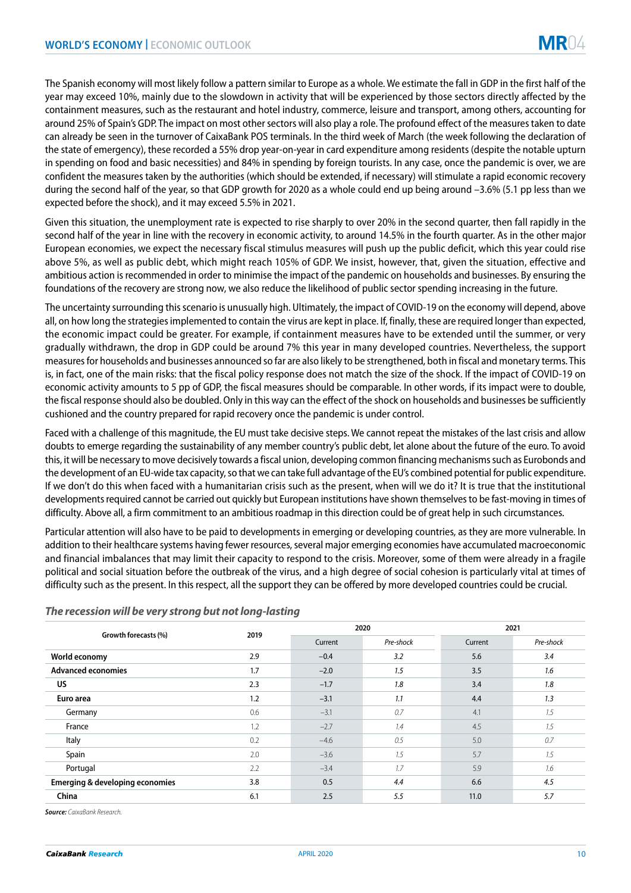The Spanish economy will most likely follow a pattern similar to Europe as a whole. We estimate the fall in GDP in the first half of the year may exceed 10%, mainly due to the slowdown in activity that will be experienced by those sectors directly affected by the containment measures, such as the restaurant and hotel industry, commerce, leisure and transport, among others, accounting for around 25% of Spain's GDP. The impact on most other sectors will also play a role. The profound effect of the measures taken to date can already be seen in the turnover of CaixaBank POS terminals. In the third week of March (the week following the declaration of the state of emergency), these recorded a 55% drop year-on-year in card expenditure among residents (despite the notable upturn in spending on food and basic necessities) and 84% in spending by foreign tourists. In any case, once the pandemic is over, we are confident the measures taken by the authorities (which should be extended, if necessary) will stimulate a rapid economic recovery during the second half of the year, so that GDP growth for 2020 as a whole could end up being around –3.6% (5.1 pp less than we expected before the shock), and it may exceed 5.5% in 2021.

Given this situation, the unemployment rate is expected to rise sharply to over 20% in the second quarter, then fall rapidly in the second half of the year in line with the recovery in economic activity, to around 14.5% in the fourth quarter. As in the other major European economies, we expect the necessary fiscal stimulus measures will push up the public deficit, which this year could rise above 5%, as well as public debt, which might reach 105% of GDP. We insist, however, that, given the situation, effective and ambitious action is recommended in order to minimise the impact of the pandemic on households and businesses. By ensuring the foundations of the recovery are strong now, we also reduce the likelihood of public sector spending increasing in the future.

The uncertainty surrounding this scenario is unusually high. Ultimately, the impact of COVID-19 on the economy will depend, above all, on how long the strategies implemented to contain the virus are kept in place. If, finally, these are required longer than expected, the economic impact could be greater. For example, if containment measures have to be extended until the summer, or very gradually withdrawn, the drop in GDP could be around 7% this year in many developed countries. Nevertheless, the support measures for households and businesses announced so far are also likely to be strengthened, both in fiscal and monetary terms. This is, in fact, one of the main risks: that the fiscal policy response does not match the size of the shock. If the impact of COVID-19 on economic activity amounts to 5 pp of GDP, the fiscal measures should be comparable. In other words, if its impact were to double, the fiscal response should also be doubled. Only in this way can the effect of the shock on households and businesses be sufficiently cushioned and the country prepared for rapid recovery once the pandemic is under control.

Faced with a challenge of this magnitude, the EU must take decisive steps. We cannot repeat the mistakes of the last crisis and allow doubts to emerge regarding the sustainability of any member country's public debt, let alone about the future of the euro. To avoid this, it will be necessary to move decisively towards a fiscal union, developing common financing mechanisms such as Eurobonds and the development of an EU-wide tax capacity, so that we can take full advantage of the EU's combined potential for public expenditure. If we don't do this when faced with a humanitarian crisis such as the present, when will we do it? It is true that the institutional developments required cannot be carried out quickly but European institutions have shown themselves to be fast-moving in times of difficulty. Above all, a firm commitment to an ambitious roadmap in this direction could be of great help in such circumstances.

Particular attention will also have to be paid to developments in emerging or developing countries, as they are more vulnerable. In addition to their healthcare systems having fewer resources, several major emerging economies have accumulated macroeconomic and financial imbalances that may limit their capacity to respond to the crisis. Moreover, some of them were already in a fragile political and social situation before the outbreak of the virus, and a high degree of social cohesion is particularly vital at times of difficulty such as the present. In this respect, all the support they can be offered by more developed countries could be crucial.

***The recession will be very strong but not long-lasting***

| Growth forecasts (%) | 2019 | 2020 | | 2021 | |
|---|---|---|---|---|---|
| | | Current | *Pre-shock* | Current | *Pre-shock* |
| **World economy** | 2.9 | –0.4 | *3.2* | 5.6 | *3.4* |
| **Advanced economies** | 1.7 | –2.0 | *1.5* | 3.5 | *1.6* |
| **US** | 2.3 | –1.7 | *1.8* | 3.4 | *1.8* |
| **Euro area** | 1.2 | –3.1 | *1.1* | 4.4 | *1.3* |
| Germany | 0.6 | –3.1 | *0.7* | 4.1 | *1.5* |
| France | 1.2 | –2.7 | *1.4* | 4.5 | *1.5* |
| Italy | 0.2 | –4.6 | *0.5* | 5.0 | *0.7* |
| Spain | 2.0 | –3.6 | *1.5* | 5.7 | *1.5* |
| Portugal | 2.2 | –3.4 | *1.7* | 5.9 | *1.6* |
| **Emerging & developing economies** | 3.8 | 0.5 | *4.4* | 6.6 | *4.5* |
| **China** | 6.1 | 2.5 | *5.5* | 11.0 | *5.7* |

***Source:*** *CaixaBank Research.*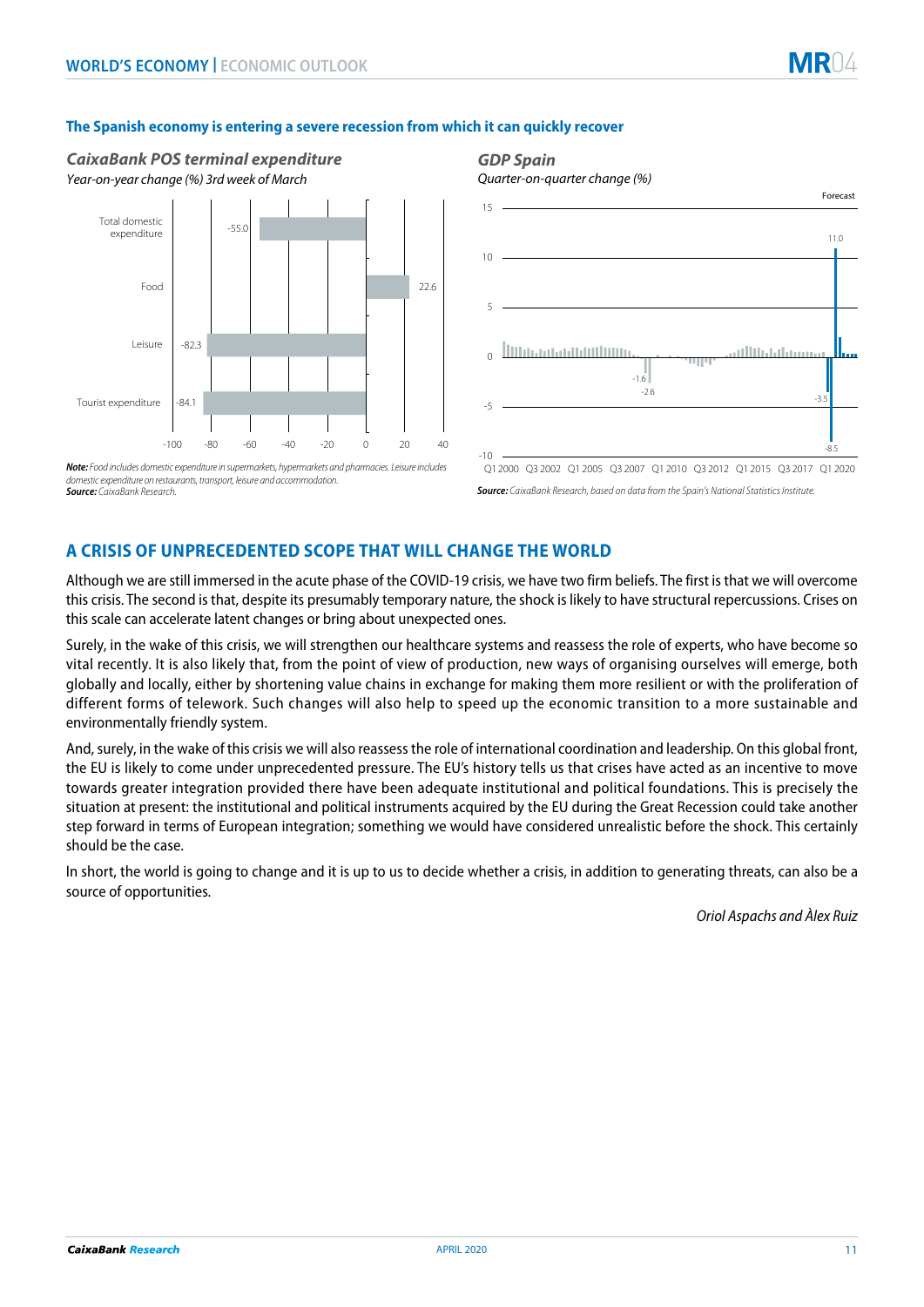**The Spanish economy is entering a severe recession from which it can quickly recover**

***CaixaBank POS terminal expenditure***

*Year-on-year change (%) 3rd week of March*

Total domestic expenditure
-55.0
Food
22.6
Leisure
-82.3
Tourist expenditure
-84.1

-100 -80 -60 -40 -20 0 20 40

***Note:*** *Food includes domestic expenditure in supermarkets, hypermarkets and pharmacies. Leisure includes domestic expenditure on restaurants, transport, leisure and accommodation.*
***Source:*** *CaixaBank Research.*

***GDP Spain***

*Quarter-on-quarter change (%)*

Forecast

15
10
5
0
-5
-10

-1.6
-2.6
11.0
-3.5
-8.5

Q1 2000 Q3 2002 Q1 2005 Q3 2007 Q1 2010 Q3 2012 Q1 2015 Q3 2017 Q1 2020

***Source:*** *CaixaBank Research, based on data from the Spain's National Statistics Institute.*

## A CRISIS OF UNPRECEDENTED SCOPE THAT WILL CHANGE THE WORLD

Although we are still immersed in the acute phase of the COVID-19 crisis, we have two firm beliefs. The first is that we will overcome this crisis. The second is that, despite its presumably temporary nature, the shock is likely to have structural repercussions. Crises on this scale can accelerate latent changes or bring about unexpected ones.

Surely, in the wake of this crisis, we will strengthen our healthcare systems and reassess the role of experts, who have become so vital recently. It is also likely that, from the point of view of production, new ways of organising ourselves will emerge, both globally and locally, either by shortening value chains in exchange for making them more resilient or with the proliferation of different forms of telework. Such changes will also help to speed up the economic transition to a more sustainable and environmentally friendly system.

And, surely, in the wake of this crisis we will also reassess the role of international coordination and leadership. On this global front, the EU is likely to come under unprecedented pressure. The EU's history tells us that crises have acted as an incentive to move towards greater integration provided there have been adequate institutional and political foundations. This is precisely the situation at present: the institutional and political instruments acquired by the EU during the Great Recession could take another step forward in terms of European integration; something we would have considered unrealistic before the shock. This certainly should be the case.

In short, the world is going to change and it is up to us to decide whether a crisis, in addition to generating threats, can also be a source of opportunities.

*Oriol Aspachs and Àlex Ruiz*